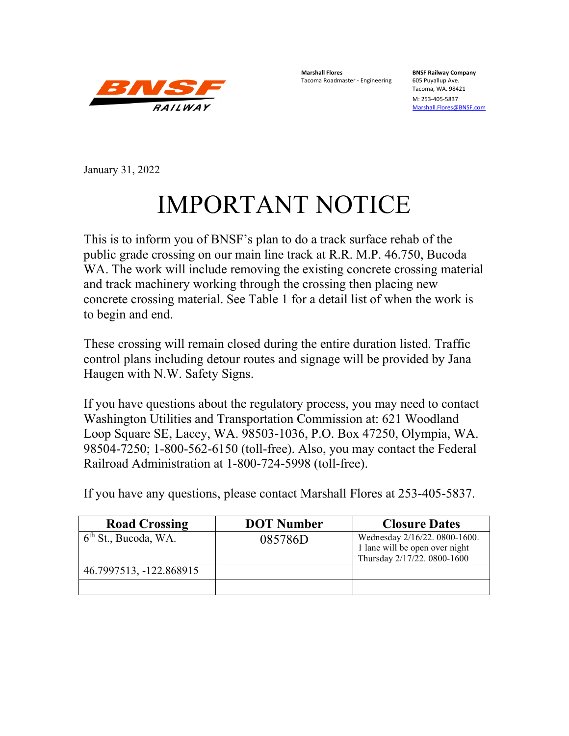BNSF RAILWAY

**Marshall Flores**
Tacoma Roadmaster - Engineering

**BNSF Railway Company**
605 Puyallup Ave.
Tacoma, WA. 98421
M: 253-405-5837
Marshall.Flores@BNSF.com

January 31, 2022

# IMPORTANT NOTICE

This is to inform you of BNSF's plan to do a track surface rehab of the public grade crossing on our main line track at R.R. M.P. 46.750, Bucoda WA. The work will include removing the existing concrete crossing material and track machinery working through the crossing then placing new concrete crossing material. See Table 1 for a detail list of when the work is to begin and end.

These crossing will remain closed during the entire duration listed. Traffic control plans including detour routes and signage will be provided by Jana Haugen with N.W. Safety Signs.

If you have questions about the regulatory process, you may need to contact Washington Utilities and Transportation Commission at: 621 Woodland Loop Square SE, Lacey, WA. 98503-1036, P.O. Box 47250, Olympia, WA. 98504-7250; 1-800-562-6150 (toll-free). Also, you may contact the Federal Railroad Administration at 1-800-724-5998 (toll-free).

If you have any questions, please contact Marshall Flores at 253-405-5837.

| Road Crossing | DOT Number | Closure Dates |
|---|---|---|
| 6th St., Bucoda, WA. | 085786D | Wednesday 2/16/22. 0800-1600. 1 lane will be open over night Thursday 2/17/22. 0800-1600 |
| 46.7997513, -122.868915 | | |
| | | |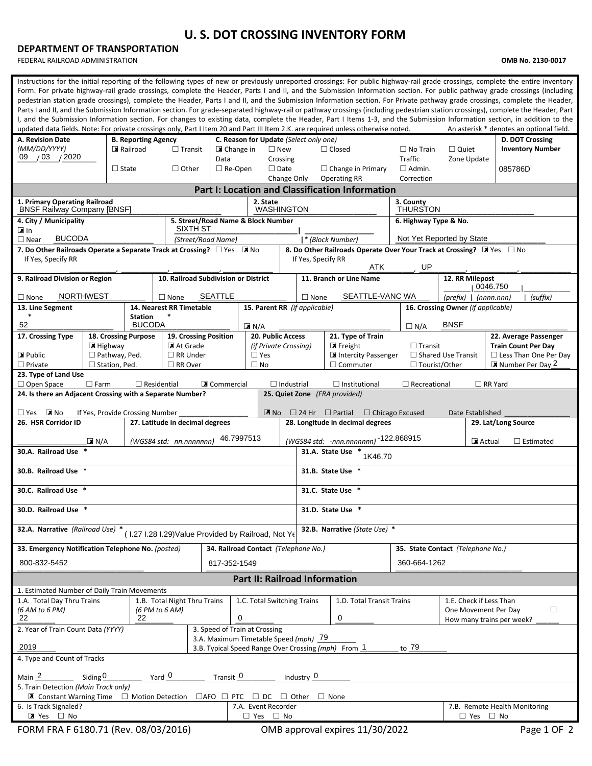# U. S. DOT CROSSING INVENTORY FORM

**DEPARTMENT OF TRANSPORTATION**

FEDERAL RAILROAD ADMINISTRATION

**OMB No. 2130-0017**

Instructions for the initial reporting of the following types of new or previously unreported crossings: For public highway-rail grade crossings, complete the entire inventory Form. For private highway-rail grade crossings, complete the Header, Parts I and II, and the Submission Information section. For public pathway grade crossings (including pedestrian station grade crossings), complete the Header, Parts I and II, and the Submission Information section. For Private pathway grade crossings, complete the Header, Parts I and II, and the Submission Information section. For grade-separated highway-rail or pathway crossings (including pedestrian station crossings), complete the Header, Part I, and the Submission Information section. For changes to existing data, complete the Header, Part I Items 1-3, and the Submission Information section, in addition to the updated data fields. Note: For private crossings only, Part I Item 20 and Part III Item 2.K. are required unless otherwise noted. An asterisk * denotes an optional field.

| A. Revision Date (MM/DD/YYYY) | B. Reporting Agency | C. Reason for Update (Select only one) | D. DOT Crossing Inventory Number |
|---|---|---|---|
| 09 / 03 / 2020 | ☒ Railroad ☐ Transit ☐ State ☐ Other | ☒ Change in Data ☐ New Crossing ☐ Closed ☐ No Train Traffic ☐ Quiet Zone Update ☐ Re-Open ☐ Date Change Only ☐ Change in Primary Operating RR ☐ Admin. Correction | 085786D |

## Part I: Location and Classification Information

**1. Primary Operating Railroad:** BNSF Railway Company [BNSF]

**2. State:** WASHINGTON

**3. County:** THURSTON

**4. City / Municipality:** ☒ In ☐ Near BUCODA

**5. Street/Road Name & Block Number:** SIXTH ST (Street/Road Name) | * (Block Number)

**6. Highway Type & No.:** Not Yet Reported by State

**7. Do Other Railroads Operate a Separate Track at Crossing?** ☐ Yes ☒ No — If Yes, Specify RR

**8. Do Other Railroads Operate Over Your Track at Crossing?** ☒ Yes ☐ No — If Yes, Specify RR: ATK, UP

**9. Railroad Division or Region:** ☐ None NORTHWEST

**10. Railroad Subdivision or District:** ☐ None SEATTLE

**11. Branch or Line Name:** ☐ None SEATTLE-VANC WA

**12. RR Milepost:** (prefix) | 0046.750 (nnnn.nnn) | (suffix)

**13. Line Segment \*:** 52

**14. Nearest RR Timetable Station \*:** BUCODA

**15. Parent RR (if applicable):** ☒ N/A

**16. Crossing Owner (if applicable):** ☐ N/A BNSF

**17. Crossing Type:** ☒ Public ☐ Private

**18. Crossing Purpose:** ☒ Highway ☐ Pathway, Ped. ☐ Station, Ped.

**19. Crossing Position:** ☒ At Grade ☐ RR Under ☐ RR Over

**20. Public Access (if Private Crossing):** ☐ Yes ☐ No

**21. Type of Train:** ☒ Freight ☐ Transit ☒ Intercity Passenger ☐ Shared Use Transit ☐ Commuter ☐ Tourist/Other

**22. Average Passenger Train Count Per Day:** ☐ Less Than One Per Day ☒ Number Per Day 2

**23. Type of Land Use:** ☐ Open Space ☐ Farm ☐ Residential ☒ Commercial ☐ Industrial ☐ Institutional ☐ Recreational ☐ RR Yard

**24. Is there an Adjacent Crossing with a Separate Number?** ☐ Yes ☒ No — If Yes, Provide Crossing Number

**25. Quiet Zone (FRA provided):** ☒ No ☐ 24 Hr ☐ Partial ☐ Chicago Excused — Date Established

**26. HSR Corridor ID:** ☒ N/A

**27. Latitude in decimal degrees (WGS84 std: nn.nnnnnnn):** 46.7997513

**28. Longitude in decimal degrees (WGS84 std: -nnn.nnnnnnn):** -122.868915

**29. Lat/Long Source:** ☒ Actual ☐ Estimated

**30.A. Railroad Use \*:**

**31.A. State Use \*:** 1K46.70

**30.B. Railroad Use \*:**

**31.B. State Use \*:**

**30.C. Railroad Use \*:**

**31.C. State Use \*:**

**30.D. Railroad Use \*:**

**31.D. State Use \*:**

**32.A. Narrative (Railroad Use) \*:** ( I.27 I.28 I.29)Value Provided by Railroad, Not Ye

**32.B. Narrative (State Use) \*:**

**33. Emergency Notification Telephone No. (posted):** 800-832-5452

**34. Railroad Contact (Telephone No.):** 817-352-1549

**35. State Contact (Telephone No.):** 360-664-1262

## Part II: Railroad Information

**1. Estimated Number of Daily Train Movements**

| 1.A. Total Day Thru Trains (6 AM to 6 PM) | 1.B. Total Night Thru Trains (6 PM to 6 AM) | 1.C. Total Switching Trains | 1.D. Total Transit Trains | 1.E. Check if Less Than One Movement Per Day ☐ How many trains per week? |
|---|---|---|---|---|
| 22 | 22 | 0 | 0 | |

**2. Year of Train Count Data (YYYY):** 2019

**3. Speed of Train at Crossing**

3.A. Maximum Timetable Speed (mph) 79

3.B. Typical Speed Range Over Crossing (mph) From 1 to 79

**4. Type and Count of Tracks**

Main 2 Siding 0 Yard 0 Transit 0 Industry 0

**5. Train Detection (Main Track only)**

☒ Constant Warning Time ☐ Motion Detection ☐ AFO ☐ PTC ☐ DC ☐ Other ☐ None

**6. Is Track Signaled?** ☒ Yes ☐ No

**7.A. Event Recorder** ☐ Yes ☐ No

**7.B. Remote Health Monitoring** ☐ Yes ☐ No

FORM FRA F 6180.71 (Rev. 08/03/2016) OMB approval expires 11/30/2022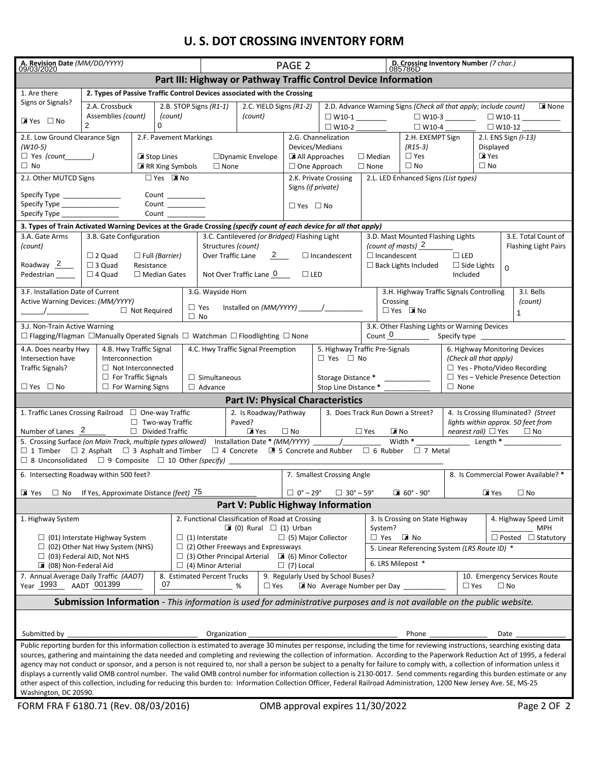# U. S. DOT CROSSING INVENTORY FORM

| A. Revision Date *(MM/DD/YYYY)* 09/03/2020 | PAGE 2 | D. Crossing Inventory Number *(7 char.)* 085786D |
|---|---|---|

## Part III: Highway or Pathway Traffic Control Device Information

**1. Are there Signs or Signals?** ☒ Yes ☐ No

**2. Types of Passive Traffic Control Devices associated with the Crossing**

- 2.A. Crossbuck Assemblies *(count)*: 2
- 2.B. STOP Signs (R1-1) *(count)*: 0
- 2.C. YIELD Signs (R1-2) *(count)*:
- 2.D. Advance Warning Signs *(Check all that apply; include count)* ☒ None
  ☐ W10-1 ____ ☐ W10-2 ____ ☐ W10-3 ____ ☐ W10-4 ____ ☐ W10-11 ____ ☐ W10-12 ____
- 2.E. Low Ground Clearance Sign (W10-5): ☐ Yes *(count____)* ☐ No
- 2.F. Pavement Markings: ☒ Stop Lines ☒ RR Xing Symbols ☐ Dynamic Envelope ☐ None
- 2.G. Channelization Devices/Medians: ☒ All Approaches ☐ One Approach ☐ Median ☐ None
- 2.H. EXEMPT Sign (R15-3): ☐ Yes ☐ No
- 2.I. ENS Sign (I-13) Displayed: ☒ Yes ☐ No
- 2.J. Other MUTCD Signs ☐ Yes ☒ No
  Specify Type ________ Count ________
  Specify Type ________ Count ________
  Specify Type ________ Count ________
- 2.K. Private Crossing Signs *(if private)*: ☐ Yes ☐ No
- 2.L. LED Enhanced Signs *(List types)*:

**3. Types of Train Activated Warning Devices at the Grade Crossing** *(specify count of each device for all that apply)*

- 3.A. Gate Arms *(count)*: Roadway 2 Pedestrian ____
- 3.B. Gate Configuration: ☐ 2 Quad ☐ 3 Quad ☐ 4 Quad ☐ Full *(Barrier)* Resistance ☐ Median Gates
- 3.C. Cantilevered *(or Bridged)* Flashing Light Structures *(count)*: Over Traffic Lane 2 Not Over Traffic Lane 0 ☐ Incandescent ☐ LED
- 3.D. Mast Mounted Flashing Lights *(count of masts)* 2: ☐ Incandescent ☐ LED ☐ Back Lights Included ☐ Side Lights Included
- 3.E. Total Count of Flashing Light Pairs: 0
- 3.F. Installation Date of Current Active Warning Devices: *(MM/YYYY)* ____/____ ☐ Not Required
- 3.G. Wayside Horn: ☐ Yes Installed on *(MM/YYYY)* ____/____ ☐ No
- 3.H. Highway Traffic Signals Controlling Crossing: ☐ Yes ☒ No
- 3.I. Bells *(count)*: 1
- 3.J. Non-Train Active Warning: ☐ Flagging/Flagman ☐ Manually Operated Signals ☐ Watchman ☐ Floodlighting ☐ None
- 3.K. Other Flashing Lights or Warning Devices: Count 0 Specify type ________

- 4.A. Does nearby Hwy Intersection have Traffic Signals? ☐ Yes ☐ No
- 4.B. Hwy Traffic Signal Interconnection: ☐ Not Interconnected ☐ For Traffic Signals ☐ For Warning Signs
- 4.C. Hwy Traffic Signal Preemption: ☐ Simultaneous ☐ Advance
- 5. Highway Traffic Pre-Signals: ☐ Yes ☐ No; Storage Distance * ____ Stop Line Distance * ____
- 6. Highway Monitoring Devices *(Check all that apply)*: ☐ Yes - Photo/Video Recording ☐ Yes – Vehicle Presence Detection ☐ None

## Part IV: Physical Characteristics

- 1. Traffic Lanes Crossing Railroad: ☐ One-way Traffic ☐ Two-way Traffic ☐ Divided Traffic; Number of Lanes 2
- 2. Is Roadway/Pathway Paved? ☒ Yes ☐ No
- 3. Does Track Run Down a Street? ☐ Yes ☒ No
- 4. Is Crossing Illuminated? *(Street lights within approx. 50 feet from nearest rail)* ☐ Yes ☐ No
- 5. Crossing Surface *(on Main Track, multiple types allowed)* Installation Date * *(MM/YYYY)* ____/____ Width * ____ Length * ____
  ☐ 1 Timber ☐ 2 Asphalt ☐ 3 Asphalt and Timber ☐ 4 Concrete ☒ 5 Concrete and Rubber ☐ 6 Rubber ☐ 7 Metal ☐ 8 Unconsolidated ☐ 9 Composite ☐ 10 Other *(specify)* ____
- 6. Intersecting Roadway within 500 feet? ☒ Yes ☐ No If Yes, Approximate Distance *(feet)* 75
- 7. Smallest Crossing Angle: ☐ 0° – 29° ☐ 30° – 59° ☒ 60° - 90°
- 8. Is Commercial Power Available? * ☒ Yes ☐ No

## Part V: Public Highway Information

- 1. Highway System: ☐ (01) Interstate Highway System ☐ (02) Other Nat Hwy System (NHS) ☐ (03) Federal AID, Not NHS ☒ (08) Non-Federal Aid
- 2. Functional Classification of Road at Crossing: ☒ (0) Rural ☐ (1) Urban
  ☐ (1) Interstate ☐ (2) Other Freeways and Expressways ☐ (3) Other Principal Arterial ☐ (4) Minor Arterial ☐ (5) Major Collector ☒ (6) Minor Collector ☐ (7) Local
- 3. Is Crossing on State Highway System? ☐ Yes ☒ No
- 4. Highway Speed Limit ____ MPH ☐ Posted ☐ Statutory
- 5. Linear Referencing System *(LRS Route ID)* *
- 6. LRS Milepost *
- 7. Annual Average Daily Traffic *(AADT)*: Year 1993 AADT 001399
- 8. Estimated Percent Trucks: 07 %
- 9. Regularly Used by School Buses? ☐ Yes ☒ No Average Number per Day ____
- 10. Emergency Services Route: ☐ Yes ☐ No

**Submission Information** - *This information is used for administrative purposes and is not available on the public website.*

Submitted by ____________ Organization ____________ Phone ________ Date ________

Public reporting burden for this information collection is estimated to average 30 minutes per response, including the time for reviewing instructions, searching existing data sources, gathering and maintaining the data needed and completing and reviewing the collection of information. According to the Paperwork Reduction Act of 1995, a federal agency may not conduct or sponsor, and a person is not required to, nor shall a person be subject to a penalty for failure to comply with, a collection of information unless it displays a currently valid OMB control number. The valid OMB control number for this information collection is 2130-0017. Send comments regarding this burden estimate or any other aspect of this collection, including for reducing this burden to: Information Collection Officer, Federal Railroad Administration, 1200 New Jersey Ave. SE, MS-25 Washington, DC 20590.

FORM FRA F 6180.71 (Rev. 08/03/2016) OMB approval expires 11/30/2022